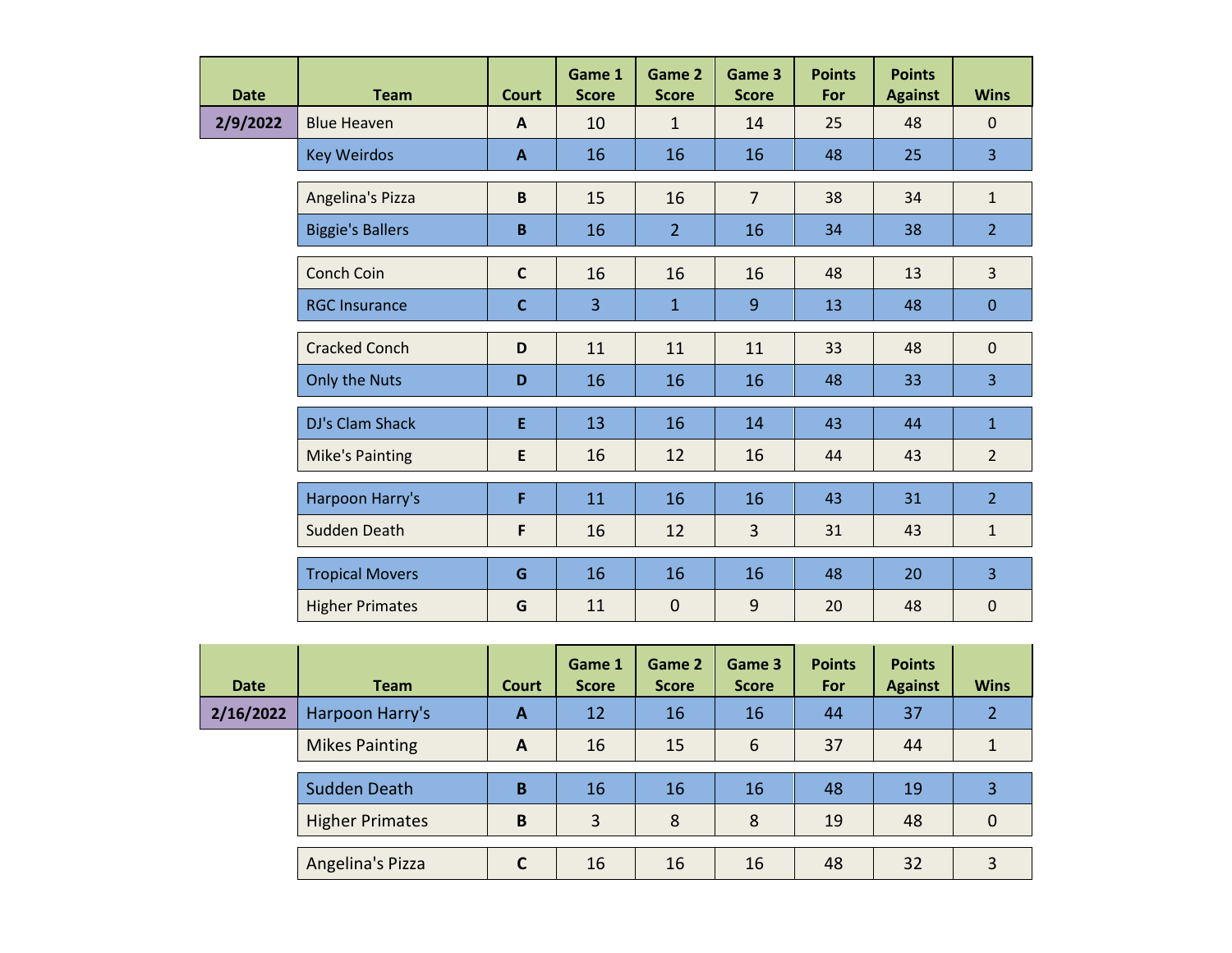| Date | Team | Court | Game 1 Score | Game 2 Score | Game 3 Score | Points For | Points Against | Wins |
|---|---|---|---|---|---|---|---|---|
| 2/9/2022 | Blue Heaven | A | 10 | 1 | 14 | 25 | 48 | 0 |
| | Key Weirdos | A | 16 | 16 | 16 | 48 | 25 | 3 |
| | Angelina's Pizza | B | 15 | 16 | 7 | 38 | 34 | 1 |
| | Biggie's Ballers | B | 16 | 2 | 16 | 34 | 38 | 2 |
| | Conch Coin | C | 16 | 16 | 16 | 48 | 13 | 3 |
| | RGC Insurance | C | 3 | 1 | 9 | 13 | 48 | 0 |
| | Cracked Conch | D | 11 | 11 | 11 | 33 | 48 | 0 |
| | Only the Nuts | D | 16 | 16 | 16 | 48 | 33 | 3 |
| | DJ's Clam Shack | E | 13 | 16 | 14 | 43 | 44 | 1 |
| | Mike's Painting | E | 16 | 12 | 16 | 44 | 43 | 2 |
| | Harpoon Harry's | F | 11 | 16 | 16 | 43 | 31 | 2 |
| | Sudden Death | F | 16 | 12 | 3 | 31 | 43 | 1 |
| | Tropical Movers | G | 16 | 16 | 16 | 48 | 20 | 3 |
| | Higher Primates | G | 11 | 0 | 9 | 20 | 48 | 0 |

| Date | Team | Court | Game 1 Score | Game 2 Score | Game 3 Score | Points For | Points Against | Wins |
|---|---|---|---|---|---|---|---|---|
| 2/16/2022 | Harpoon Harry's | A | 12 | 16 | 16 | 44 | 37 | 2 |
| | Mikes Painting | A | 16 | 15 | 6 | 37 | 44 | 1 |
| | Sudden Death | B | 16 | 16 | 16 | 48 | 19 | 3 |
| | Higher Primates | B | 3 | 8 | 8 | 19 | 48 | 0 |
| | Angelina's Pizza | C | 16 | 16 | 16 | 48 | 32 | 3 |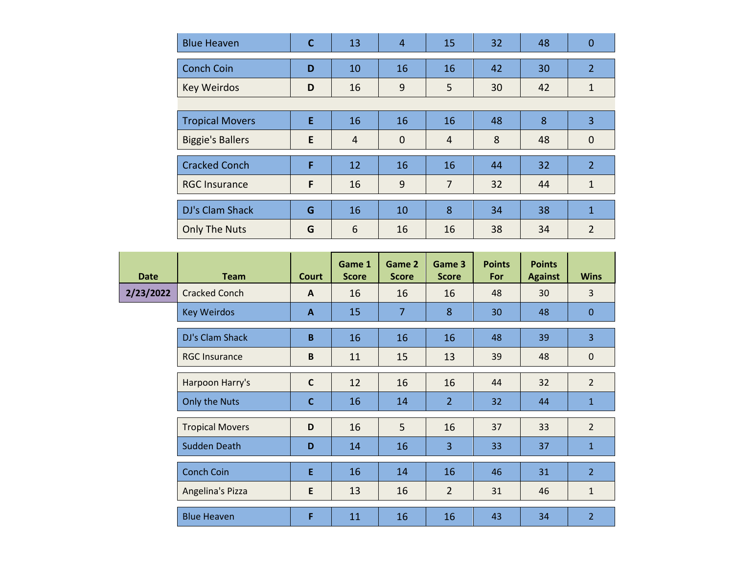| Team | Court | Game 1 Score | Game 2 Score | Game 3 Score | Points For | Points Against | Wins |
| --- | --- | --- | --- | --- | --- | --- | --- |
| Blue Heaven | C | 13 | 4 | 15 | 32 | 48 | 0 |
| Conch Coin | D | 10 | 16 | 16 | 42 | 30 | 2 |
| Key Weirdos | D | 16 | 9 | 5 | 30 | 42 | 1 |
| Tropical Movers | E | 16 | 16 | 16 | 48 | 8 | 3 |
| Biggie's Ballers | E | 4 | 0 | 4 | 8 | 48 | 0 |
| Cracked Conch | F | 12 | 16 | 16 | 44 | 32 | 2 |
| RGC Insurance | F | 16 | 9 | 7 | 32 | 44 | 1 |
| DJ's Clam Shack | G | 16 | 10 | 8 | 34 | 38 | 1 |
| Only The Nuts | G | 6 | 16 | 16 | 38 | 34 | 2 |

| Date | Team | Court | Game 1 Score | Game 2 Score | Game 3 Score | Points For | Points Against | Wins |
| --- | --- | --- | --- | --- | --- | --- | --- | --- |
| 2/23/2022 | Cracked Conch | A | 16 | 16 | 16 | 48 | 30 | 3 |
| | Key Weirdos | A | 15 | 7 | 8 | 30 | 48 | 0 |
| | DJ's Clam Shack | B | 16 | 16 | 16 | 48 | 39 | 3 |
| | RGC Insurance | B | 11 | 15 | 13 | 39 | 48 | 0 |
| | Harpoon Harry's | C | 12 | 16 | 16 | 44 | 32 | 2 |
| | Only the Nuts | C | 16 | 14 | 2 | 32 | 44 | 1 |
| | Tropical Movers | D | 16 | 5 | 16 | 37 | 33 | 2 |
| | Sudden Death | D | 14 | 16 | 3 | 33 | 37 | 1 |
| | Conch Coin | E | 16 | 14 | 16 | 46 | 31 | 2 |
| | Angelina's Pizza | E | 13 | 16 | 2 | 31 | 46 | 1 |
| | Blue Heaven | F | 11 | 16 | 16 | 43 | 34 | 2 |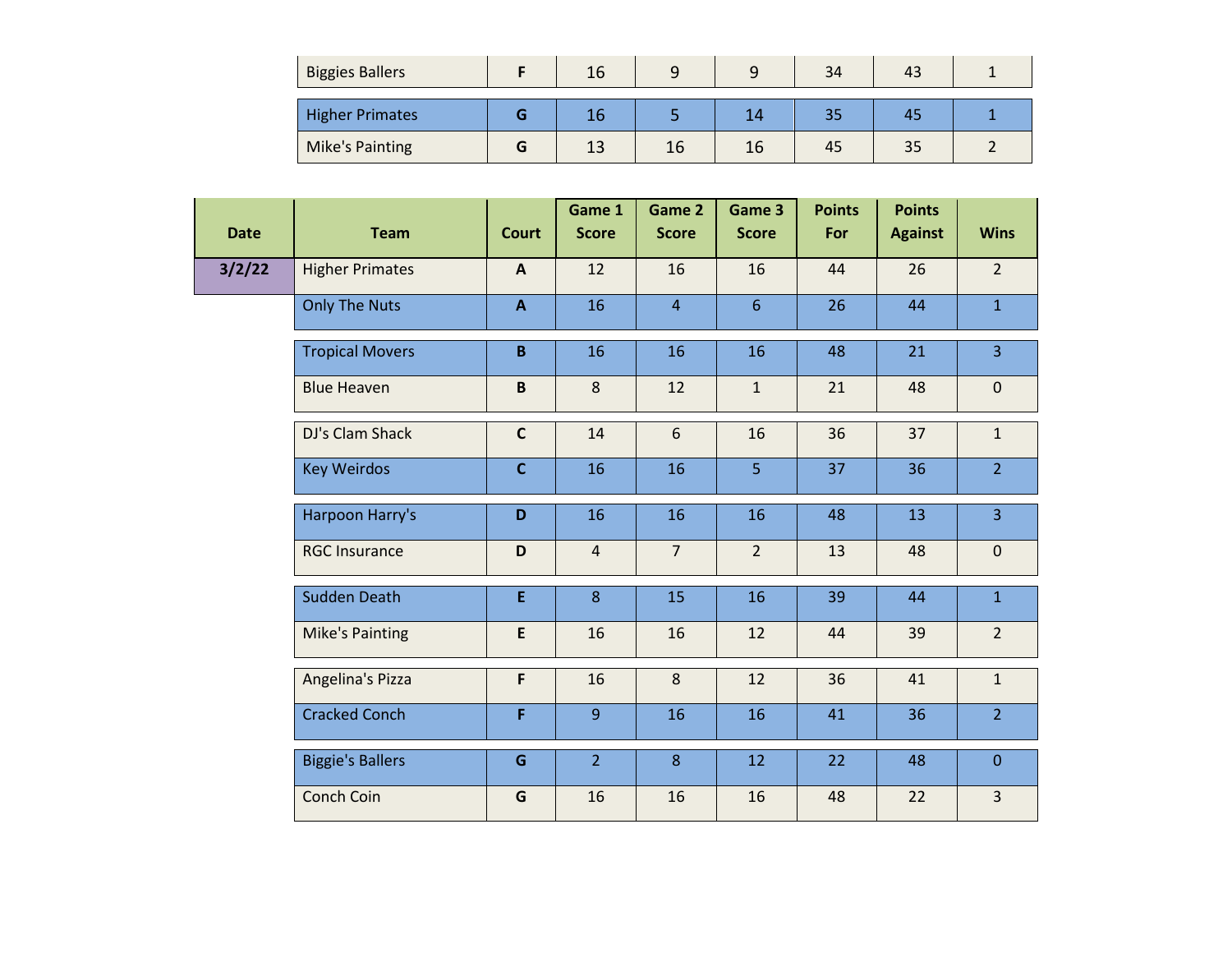| | | | | | | | |
|---|---|---|---|---|---|---|---|
| Biggies Ballers | F | 16 | 9 | 9 | 34 | 43 | 1 |
| Higher Primates | G | 16 | 5 | 14 | 35 | 45 | 1 |
| Mike's Painting | G | 13 | 16 | 16 | 45 | 35 | 2 |

| Date | Team | Court | Game 1 Score | Game 2 Score | Game 3 Score | Points For | Points Against | Wins |
|---|---|---|---|---|---|---|---|---|
| **3/2/22** | Higher Primates | A | 12 | 16 | 16 | 44 | 26 | 2 |
| | Only The Nuts | A | 16 | 4 | 6 | 26 | 44 | 1 |
| | Tropical Movers | B | 16 | 16 | 16 | 48 | 21 | 3 |
| | Blue Heaven | B | 8 | 12 | 1 | 21 | 48 | 0 |
| | DJ's Clam Shack | C | 14 | 6 | 16 | 36 | 37 | 1 |
| | Key Weirdos | C | 16 | 16 | 5 | 37 | 36 | 2 |
| | Harpoon Harry's | D | 16 | 16 | 16 | 48 | 13 | 3 |
| | RGC Insurance | D | 4 | 7 | 2 | 13 | 48 | 0 |
| | Sudden Death | E | 8 | 15 | 16 | 39 | 44 | 1 |
| | Mike's Painting | E | 16 | 16 | 12 | 44 | 39 | 2 |
| | Angelina's Pizza | F | 16 | 8 | 12 | 36 | 41 | 1 |
| | Cracked Conch | F | 9 | 16 | 16 | 41 | 36 | 2 |
| | Biggie's Ballers | G | 2 | 8 | 12 | 22 | 48 | 0 |
| | Conch Coin | G | 16 | 16 | 16 | 48 | 22 | 3 |